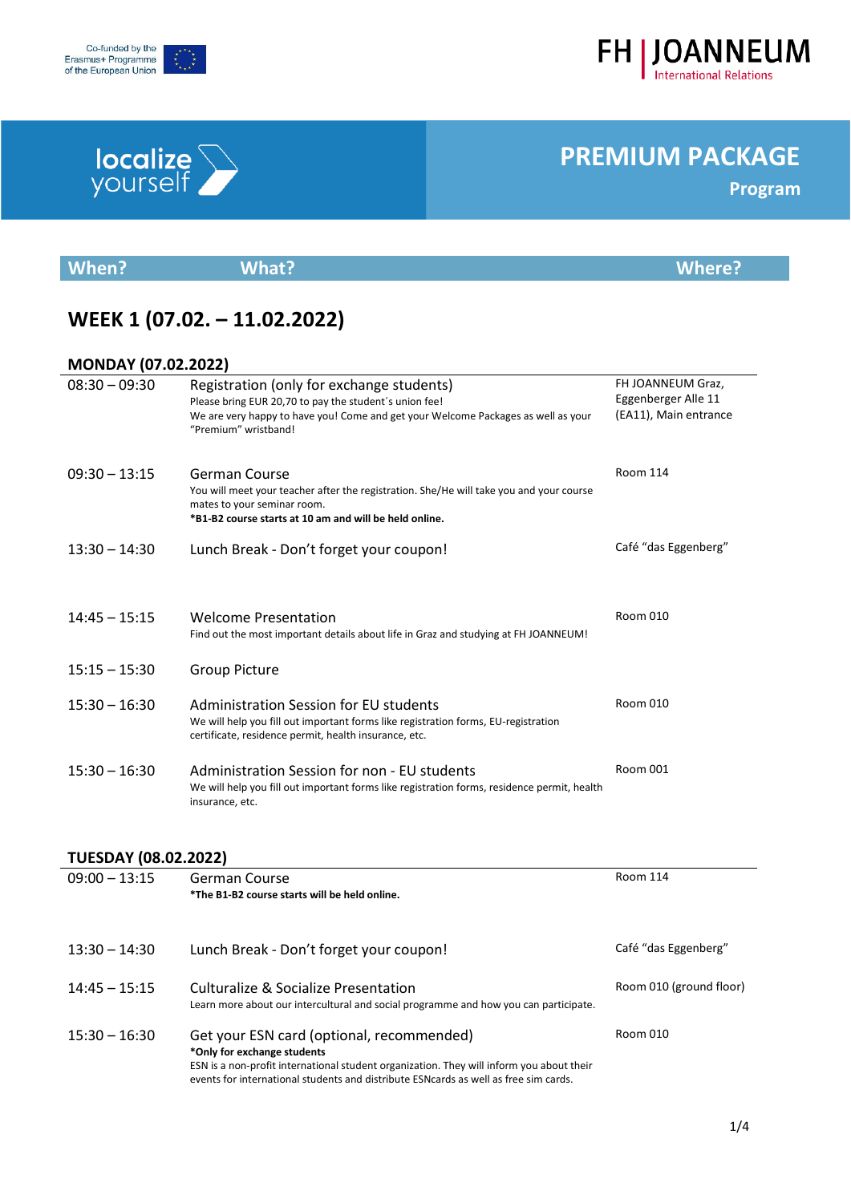Co-funded by the Erasmus+ Programme of the European Union

FH | JOANNEUM International Relations

localize yourself

# PREMIUM PACKAGE

## Program

| When? | What? | Where? |
|---|---|---|

## WEEK 1 (07.02. – 11.02.2022)

### MONDAY (07.02.2022)

| When? | What? | Where? |
|---|---|---|
| 08:30 – 09:30 | Registration (only for exchange students)<br>Please bring EUR 20,70 to pay the student´s union fee!<br>We are very happy to have you! Come and get your Welcome Packages as well as your "Premium" wristband! | FH JOANNEUM Graz, Eggenberger Alle 11 (EA11), Main entrance |
| 09:30 – 13:15 | German Course<br>You will meet your teacher after the registration. She/He will take you and your course mates to your seminar room.<br>**\*B1-B2 course starts at 10 am and will be held online.** | Room 114 |
| 13:30 – 14:30 | Lunch Break - Don't forget your coupon! | Café "das Eggenberg" |
| 14:45 – 15:15 | Welcome Presentation<br>Find out the most important details about life in Graz and studying at FH JOANNEUM! | Room 010 |
| 15:15 – 15:30 | Group Picture | |
| 15:30 – 16:30 | Administration Session for EU students<br>We will help you fill out important forms like registration forms, EU-registration certificate, residence permit, health insurance, etc. | Room 010 |
| 15:30 – 16:30 | Administration Session for non - EU students<br>We will help you fill out important forms like registration forms, residence permit, health insurance, etc. | Room 001 |

### TUESDAY (08.02.2022)

| When? | What? | Where? |
|---|---|---|
| 09:00 – 13:15 | German Course<br>**\*The B1-B2 course starts will be held online.** | Room 114 |
| 13:30 – 14:30 | Lunch Break - Don't forget your coupon! | Café "das Eggenberg" |
| 14:45 – 15:15 | Culturalize & Socialize Presentation<br>Learn more about our intercultural and social programme and how you can participate. | Room 010 (ground floor) |
| 15:30 – 16:30 | Get your ESN card (optional, recommended)<br>**\*Only for exchange students**<br>ESN is a non-profit international student organization. They will inform you about their events for international students and distribute ESNcards as well as free sim cards. | Room 010 |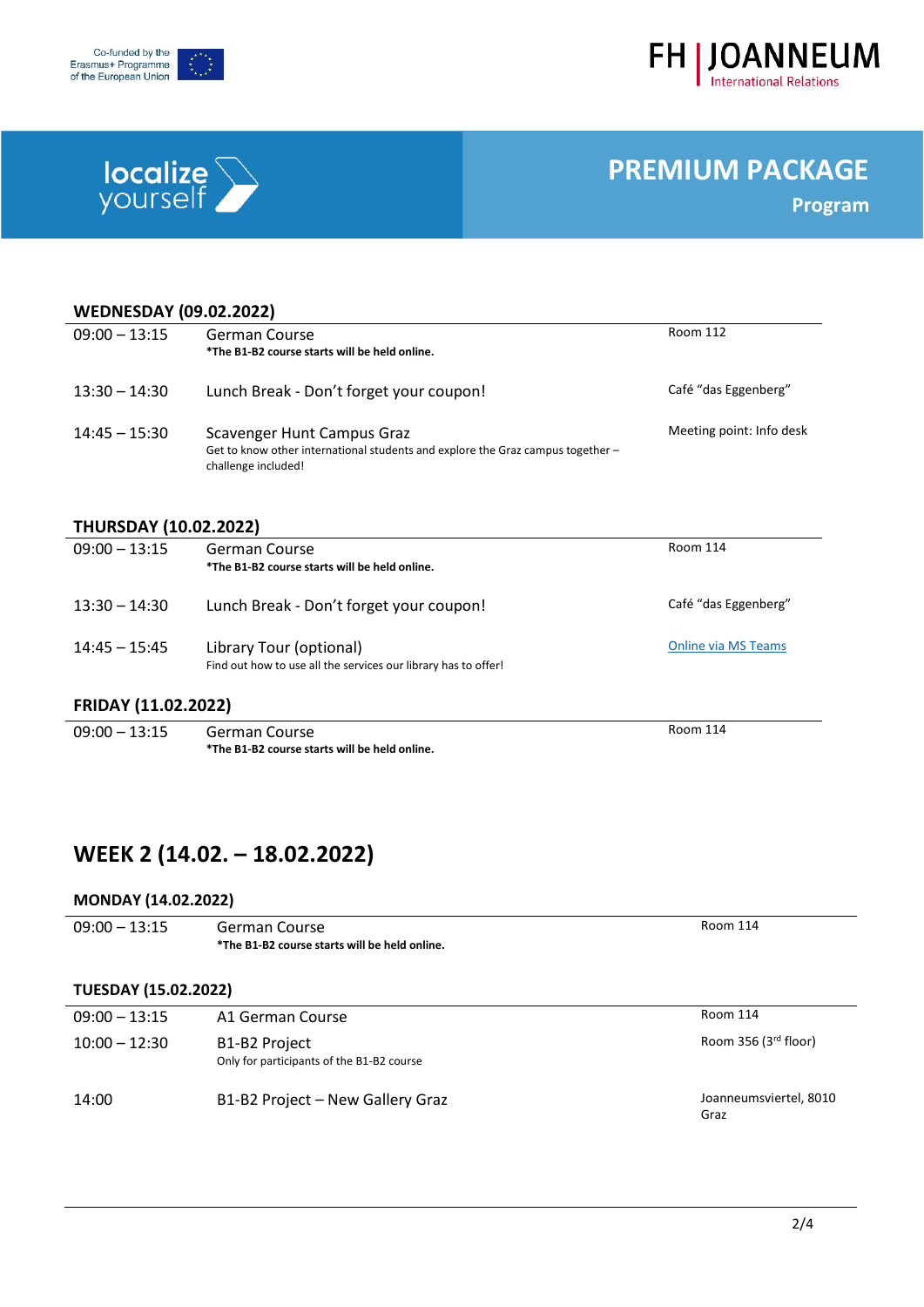## PREMIUM PACKAGE

### Program

#### WEDNESDAY (09.02.2022)

| | | |
|---|---|---|
| 09:00 – 13:15 | German Course<br>**\*The B1-B2 course starts will be held online.** | Room 112 |
| 13:30 – 14:30 | Lunch Break - Don't forget your coupon! | Café "das Eggenberg" |
| 14:45 – 15:30 | Scavenger Hunt Campus Graz<br>Get to know other international students and explore the Graz campus together – challenge included! | Meeting point: Info desk |

#### THURSDAY (10.02.2022)

| | | |
|---|---|---|
| 09:00 – 13:15 | German Course<br>**\*The B1-B2 course starts will be held online.** | Room 114 |
| 13:30 – 14:30 | Lunch Break - Don't forget your coupon! | Café "das Eggenberg" |
| 14:45 – 15:45 | Library Tour (optional)<br>Find out how to use all the services our library has to offer! | Online via MS Teams |

#### FRIDAY (11.02.2022)

| | | |
|---|---|---|
| 09:00 – 13:15 | German Course<br>**\*The B1-B2 course starts will be held online.** | Room 114 |

## WEEK 2 (14.02. – 18.02.2022)

#### MONDAY (14.02.2022)

| | | |
|---|---|---|
| 09:00 – 13:15 | German Course<br>**\*The B1-B2 course starts will be held online.** | Room 114 |

#### TUESDAY (15.02.2022)

| | | |
|---|---|---|
| 09:00 – 13:15 | A1 German Course | Room 114 |
| 10:00 – 12:30 | B1-B2 Project<br>Only for participants of the B1-B2 course | Room 356 (3rd floor) |
| 14:00 | B1-B2 Project – New Gallery Graz | Joanneumsviertel, 8010 Graz |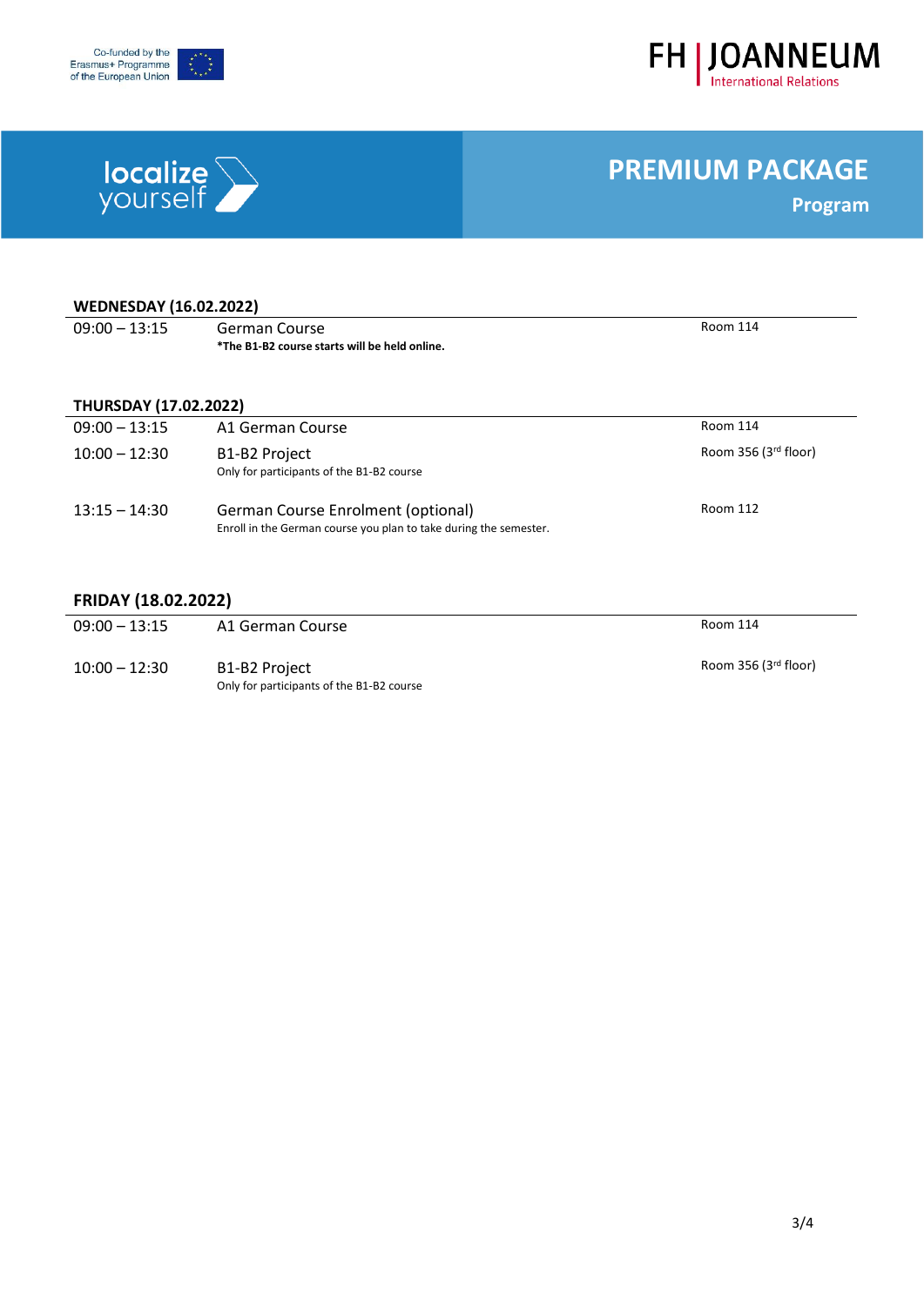Co-funded by the Erasmus+ Programme of the European Union

FH | JOANNEUM International Relations

localize yourself

# PREMIUM PACKAGE

## Program

### WEDNESDAY (16.02.2022)

| | | |
|---|---|---|
| 09:00 – 13:15 | German Course<br>**\*The B1-B2 course starts will be held online.** | Room 114 |

### THURSDAY (17.02.2022)

| | | |
|---|---|---|
| 09:00 – 13:15 | A1 German Course | Room 114 |
| 10:00 – 12:30 | B1-B2 Project<br>Only for participants of the B1-B2 course | Room 356 (3rd floor) |
| 13:15 – 14:30 | German Course Enrolment (optional)<br>Enroll in the German course you plan to take during the semester. | Room 112 |

### FRIDAY (18.02.2022)

| | | |
|---|---|---|
| 09:00 – 13:15 | A1 German Course | Room 114 |
| 10:00 – 12:30 | B1-B2 Project<br>Only for participants of the B1-B2 course | Room 356 (3rd floor) |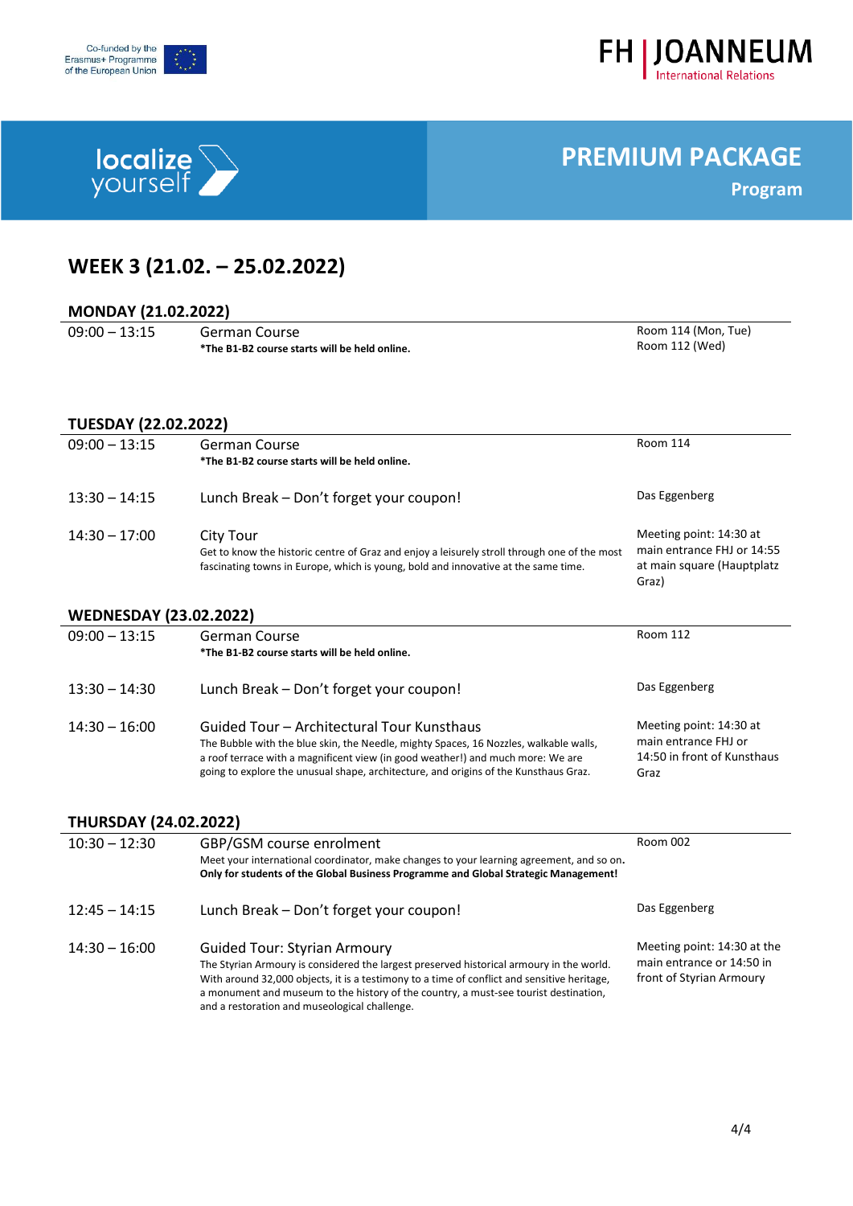Co-funded by the Erasmus+ Programme of the European Union

FH | JOANNEUM International Relations

localize yourself

# PREMIUM PACKAGE

Program

## WEEK 3 (21.02. – 25.02.2022)

### MONDAY (21.02.2022)

| | | |
|---|---|---|
| 09:00 – 13:15 | German Course<br>**\*The B1-B2 course starts will be held online.** | Room 114 (Mon, Tue)<br>Room 112 (Wed) |

### TUESDAY (22.02.2022)

| | | |
|---|---|---|
| 09:00 – 13:15 | German Course<br>**\*The B1-B2 course starts will be held online.** | Room 114 |
| 13:30 – 14:15 | Lunch Break – Don't forget your coupon! | Das Eggenberg |
| 14:30 – 17:00 | City Tour<br>Get to know the historic centre of Graz and enjoy a leisurely stroll through one of the most fascinating towns in Europe, which is young, bold and innovative at the same time. | Meeting point: 14:30 at main entrance FHJ or 14:55 at main square (Hauptplatz Graz) |

### WEDNESDAY (23.02.2022)

| | | |
|---|---|---|
| 09:00 – 13:15 | German Course<br>**\*The B1-B2 course starts will be held online.** | Room 112 |
| 13:30 – 14:30 | Lunch Break – Don't forget your coupon! | Das Eggenberg |
| 14:30 – 16:00 | Guided Tour – Architectural Tour Kunsthaus<br>The Bubble with the blue skin, the Needle, mighty Spaces, 16 Nozzles, walkable walls, a roof terrace with a magnificent view (in good weather!) and much more: We are going to explore the unusual shape, architecture, and origins of the Kunsthaus Graz. | Meeting point: 14:30 at main entrance FHJ or 14:50 in front of Kunsthaus Graz |

### THURSDAY (24.02.2022)

| | | |
|---|---|---|
| 10:30 – 12:30 | GBP/GSM course enrolment<br>Meet your international coordinator, make changes to your learning agreement, and so on.<br>**Only for students of the Global Business Programme and Global Strategic Management!** | Room 002 |
| 12:45 – 14:15 | Lunch Break – Don't forget your coupon! | Das Eggenberg |
| 14:30 – 16:00 | Guided Tour: Styrian Armoury<br>The Styrian Armoury is considered the largest preserved historical armoury in the world. With around 32,000 objects, it is a testimony to a time of conflict and sensitive heritage, a monument and museum to the history of the country, a must-see tourist destination, and a restoration and museological challenge. | Meeting point: 14:30 at the main entrance or 14:50 in front of Styrian Armoury |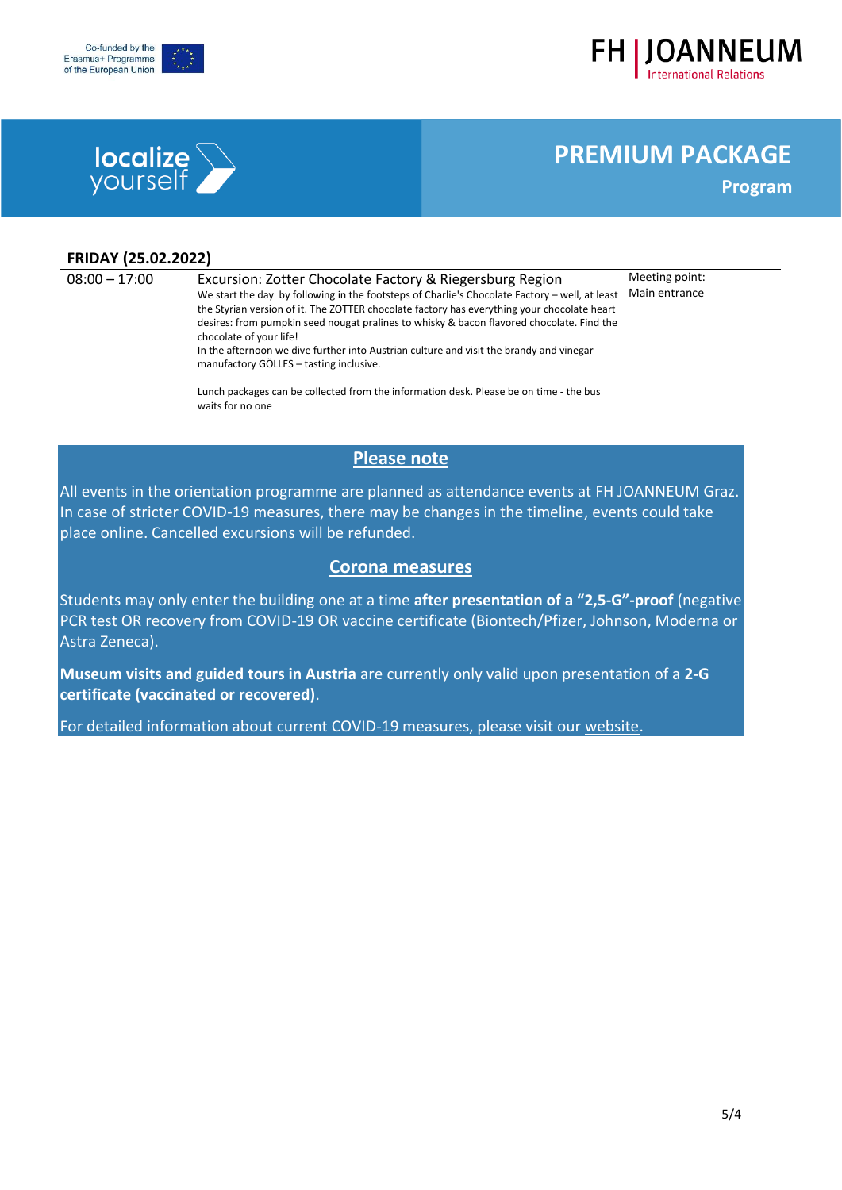Co-funded by the Erasmus+ Programme of the European Union

FH | JOANNEUM
International Relations

localize yourself

# PREMIUM PACKAGE

## Program

### FRIDAY (25.02.2022)

| | | |
|---|---|---|
| 08:00 – 17:00 | Excursion: Zotter Chocolate Factory & Riegersburg Region<br>We start the day by following in the footsteps of Charlie's Chocolate Factory – well, at least the Styrian version of it. The ZOTTER chocolate factory has everything your chocolate heart desires: from pumpkin seed nougat pralines to whisky & bacon flavored chocolate. Find the chocolate of your life!<br>In the afternoon we dive further into Austrian culture and visit the brandy and vinegar manufactory GÖLLES – tasting inclusive.<br><br>Lunch packages can be collected from the information desk. Please be on time - the bus waits for no one | Meeting point: Main entrance |

## Please note

All events in the orientation programme are planned as attendance events at FH JOANNEUM Graz. In case of stricter COVID-19 measures, there may be changes in the timeline, events could take place online. Cancelled excursions will be refunded.

## Corona measures

Students may only enter the building one at a time **after presentation of a "2,5-G"-proof** (negative PCR test OR recovery from COVID-19 OR vaccine certificate (Biontech/Pfizer, Johnson, Moderna or Astra Zeneca).

**Museum visits and guided tours in Austria** are currently only valid upon presentation of a **2-G certificate (vaccinated or recovered)**.

For detailed information about current COVID-19 measures, please visit our website.